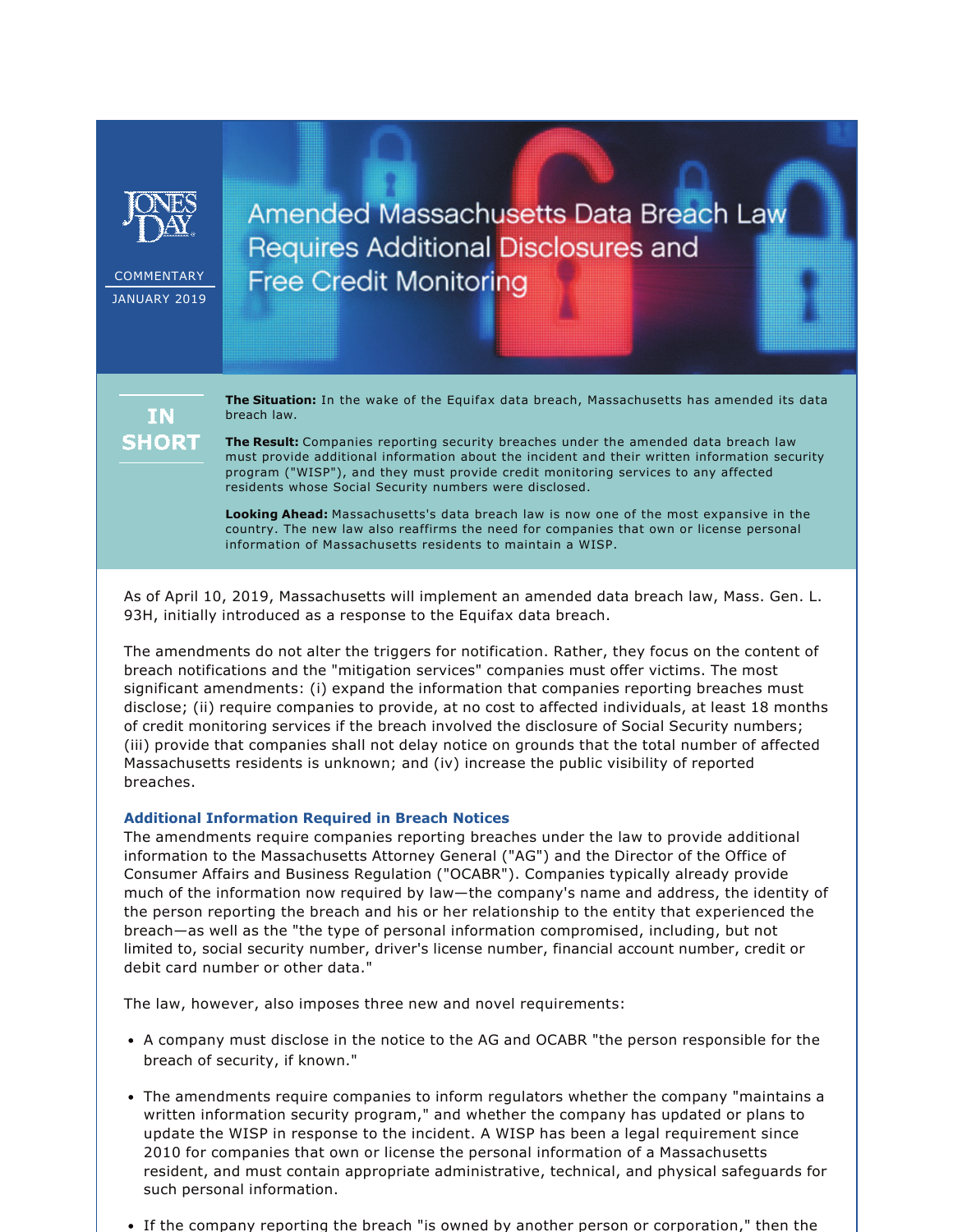JONES DAY

COMMENTARY

JANUARY 2019

# Amended Massachusetts Data Breach Law Requires Additional Disclosures and Free Credit Monitoring

**IN SHORT**

**The Situation:** In the wake of the Equifax data breach, Massachusetts has amended its data breach law.

**The Result:** Companies reporting security breaches under the amended data breach law must provide additional information about the incident and their written information security program ("WISP"), and they must provide credit monitoring services to any affected residents whose Social Security numbers were disclosed.

**Looking Ahead:** Massachusetts's data breach law is now one of the most expansive in the country. The new law also reaffirms the need for companies that own or license personal information of Massachusetts residents to maintain a WISP.

As of April 10, 2019, Massachusetts will implement an amended data breach law, Mass. Gen. L. 93H, initially introduced as a response to the Equifax data breach.

The amendments do not alter the triggers for notification. Rather, they focus on the content of breach notifications and the "mitigation services" companies must offer victims. The most significant amendments: (i) expand the information that companies reporting breaches must disclose; (ii) require companies to provide, at no cost to affected individuals, at least 18 months of credit monitoring services if the breach involved the disclosure of Social Security numbers; (iii) provide that companies shall not delay notice on grounds that the total number of affected Massachusetts residents is unknown; and (iv) increase the public visibility of reported breaches.

### Additional Information Required in Breach Notices

The amendments require companies reporting breaches under the law to provide additional information to the Massachusetts Attorney General ("AG") and the Director of the Office of Consumer Affairs and Business Regulation ("OCABR"). Companies typically already provide much of the information now required by law—the company's name and address, the identity of the person reporting the breach and his or her relationship to the entity that experienced the breach—as well as the "the type of personal information compromised, including, but not limited to, social security number, driver's license number, financial account number, credit or debit card number or other data."

The law, however, also imposes three new and novel requirements:

- A company must disclose in the notice to the AG and OCABR "the person responsible for the breach of security, if known."
- The amendments require companies to inform regulators whether the company "maintains a written information security program," and whether the company has updated or plans to update the WISP in response to the incident. A WISP has been a legal requirement since 2010 for companies that own or license the personal information of a Massachusetts resident, and must contain appropriate administrative, technical, and physical safeguards for such personal information.
- If the company reporting the breach "is owned by another person or corporation," then the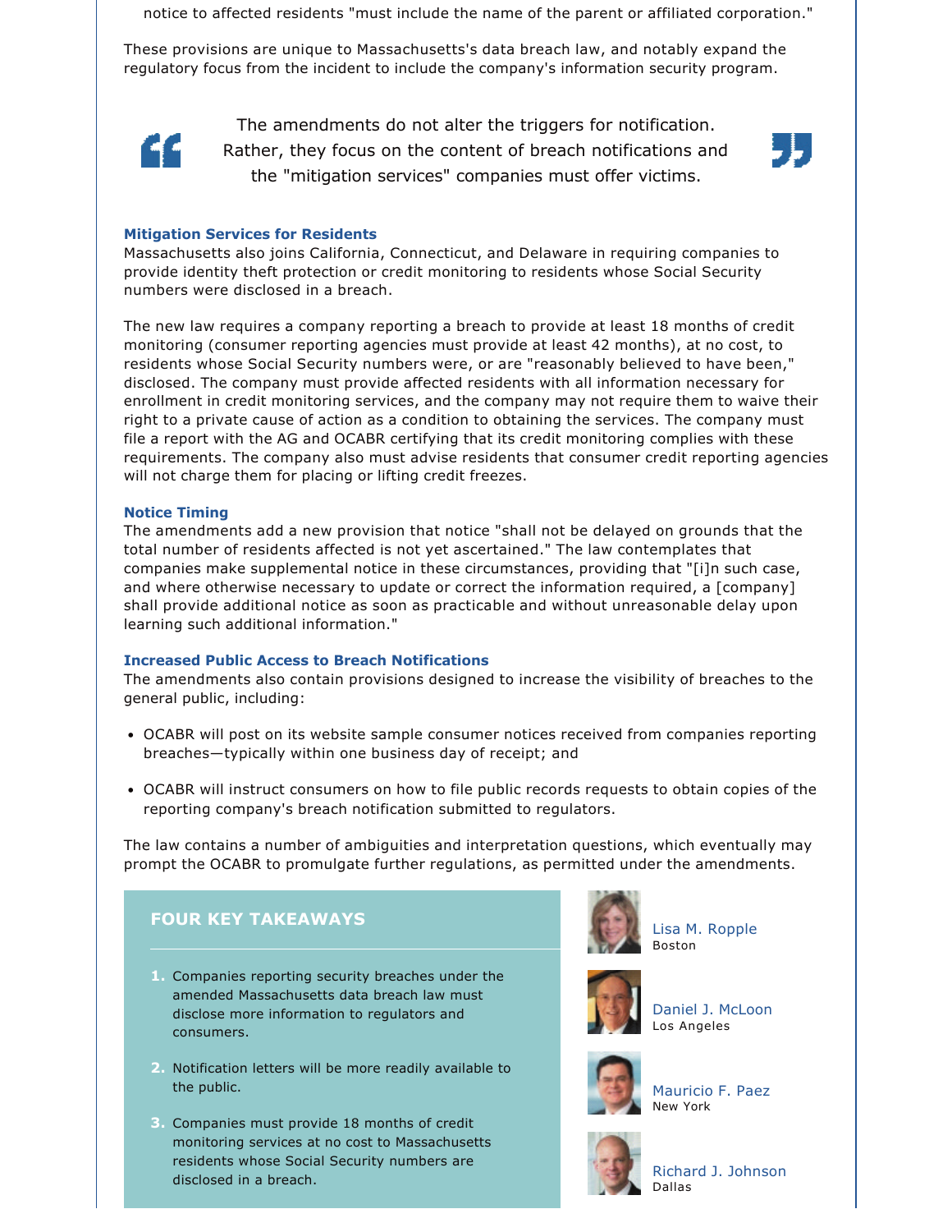notice to affected residents "must include the name of the parent or affiliated corporation."

These provisions are unique to Massachusetts's data breach law, and notably expand the regulatory focus from the incident to include the company's information security program.

> The amendments do not alter the triggers for notification. Rather, they focus on the content of breach notifications and the "mitigation services" companies must offer victims.

### Mitigation Services for Residents

Massachusetts also joins California, Connecticut, and Delaware in requiring companies to provide identity theft protection or credit monitoring to residents whose Social Security numbers were disclosed in a breach.

The new law requires a company reporting a breach to provide at least 18 months of credit monitoring (consumer reporting agencies must provide at least 42 months), at no cost, to residents whose Social Security numbers were, or are "reasonably believed to have been," disclosed. The company must provide affected residents with all information necessary for enrollment in credit monitoring services, and the company may not require them to waive their right to a private cause of action as a condition to obtaining the services. The company must file a report with the AG and OCABR certifying that its credit monitoring complies with these requirements. The company also must advise residents that consumer credit reporting agencies will not charge them for placing or lifting credit freezes.

### Notice Timing

The amendments add a new provision that notice "shall not be delayed on grounds that the total number of residents affected is not yet ascertained." The law contemplates that companies make supplemental notice in these circumstances, providing that "[i]n such case, and where otherwise necessary to update or correct the information required, a [company] shall provide additional notice as soon as practicable and without unreasonable delay upon learning such additional information."

### Increased Public Access to Breach Notifications

The amendments also contain provisions designed to increase the visibility of breaches to the general public, including:

- OCABR will post on its website sample consumer notices received from companies reporting breaches—typically within one business day of receipt; and
- OCABR will instruct consumers on how to file public records requests to obtain copies of the reporting company's breach notification submitted to regulators.

The law contains a number of ambiguities and interpretation questions, which eventually may prompt the OCABR to promulgate further regulations, as permitted under the amendments.

## FOUR KEY TAKEAWAYS

1. Companies reporting security breaches under the amended Massachusetts data breach law must disclose more information to regulators and consumers.
2. Notification letters will be more readily available to the public.
3. Companies must provide 18 months of credit monitoring services at no cost to Massachusetts residents whose Social Security numbers are disclosed in a breach.

Lisa M. Ropple
Boston

Daniel J. McLoon
Los Angeles

Mauricio F. Paez
New York

Richard J. Johnson
Dallas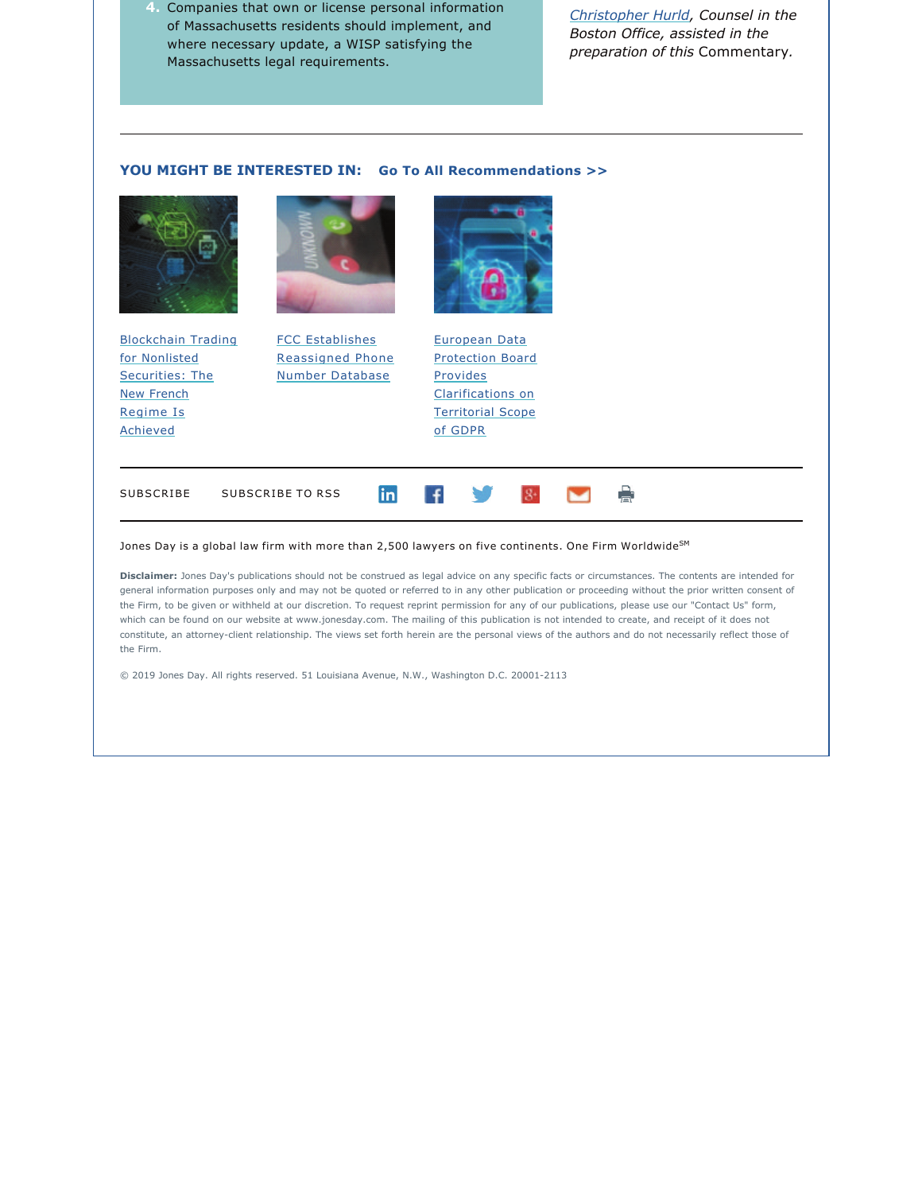4. Companies that own or license personal information of Massachusetts residents should implement, and where necessary update, a WISP satisfying the Massachusetts legal requirements.

*Christopher Hurld, Counsel in the Boston Office, assisted in the preparation of this* Commentary.

---

**YOU MIGHT BE INTERESTED IN:** **Go To All Recommendations >>**

Blockchain Trading for Nonlisted Securities: The New French Regime Is Achieved

FCC Establishes Reassigned Phone Number Database

European Data Protection Board Provides Clarifications on Territorial Scope of GDPR

---

SUBSCRIBE    SUBSCRIBE TO RSS

---

Jones Day is a global law firm with more than 2,500 lawyers on five continents. One Firm Worldwide[SM]

**Disclaimer:** Jones Day's publications should not be construed as legal advice on any specific facts or circumstances. The contents are intended for general information purposes only and may not be quoted or referred to in any other publication or proceeding without the prior written consent of the Firm, to be given or withheld at our discretion. To request reprint permission for any of our publications, please use our "Contact Us" form, which can be found on our website at www.jonesday.com. The mailing of this publication is not intended to create, and receipt of it does not constitute, an attorney-client relationship. The views set forth herein are the personal views of the authors and do not necessarily reflect those of the Firm.

© 2019 Jones Day. All rights reserved. 51 Louisiana Avenue, N.W., Washington D.C. 20001-2113